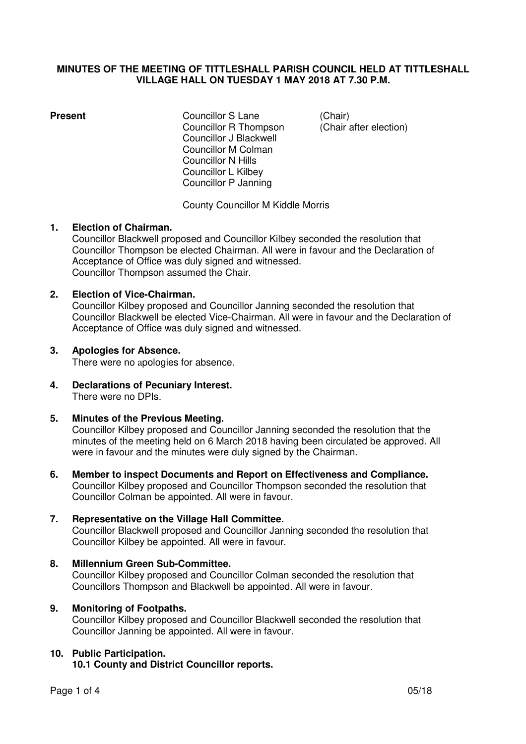**MINUTES OF THE MEETING OF TITTLESHALL PARISH COUNCIL HELD AT TITTLESHALL VILLAGE HALL ON TUESDAY 1 MAY 2018 AT 7.30 P.M.**

| **Present** | | |
|---|---|---|
| | Councillor S Lane | (Chair) |
| | Councillor R Thompson | (Chair after election) |
| | Councillor J Blackwell | |
| | Councillor M Colman | |
| | Councillor N Hills | |
| | Councillor L Kilbey | |
| | Councillor P Janning | |
| | | |
| | County Councillor M Kiddle Morris | |

**1. Election of Chairman.**
Councillor Blackwell proposed and Councillor Kilbey seconded the resolution that Councillor Thompson be elected Chairman. All were in favour and the Declaration of Acceptance of Office was duly signed and witnessed.
Councillor Thompson assumed the Chair.

**2. Election of Vice-Chairman.**
Councillor Kilbey proposed and Councillor Janning seconded the resolution that Councillor Blackwell be elected Vice-Chairman. All were in favour and the Declaration of Acceptance of Office was duly signed and witnessed.

**3. Apologies for Absence.**
There were no apologies for absence.

**4. Declarations of Pecuniary Interest.**
There were no DPIs.

**5. Minutes of the Previous Meeting.**
Councillor Kilbey proposed and Councillor Janning seconded the resolution that the minutes of the meeting held on 6 March 2018 having been circulated be approved. All were in favour and the minutes were duly signed by the Chairman.

**6. Member to inspect Documents and Report on Effectiveness and Compliance.**
Councillor Kilbey proposed and Councillor Thompson seconded the resolution that Councillor Colman be appointed. All were in favour.

**7. Representative on the Village Hall Committee.**
Councillor Blackwell proposed and Councillor Janning seconded the resolution that Councillor Kilbey be appointed. All were in favour.

**8. Millennium Green Sub-Committee.**
Councillor Kilbey proposed and Councillor Colman seconded the resolution that Councillors Thompson and Blackwell be appointed. All were in favour.

**9. Monitoring of Footpaths.**
Councillor Kilbey proposed and Councillor Blackwell seconded the resolution that Councillor Janning be appointed. All were in favour.

**10. Public Participation.**
**10.1 County and District Councillor reports.**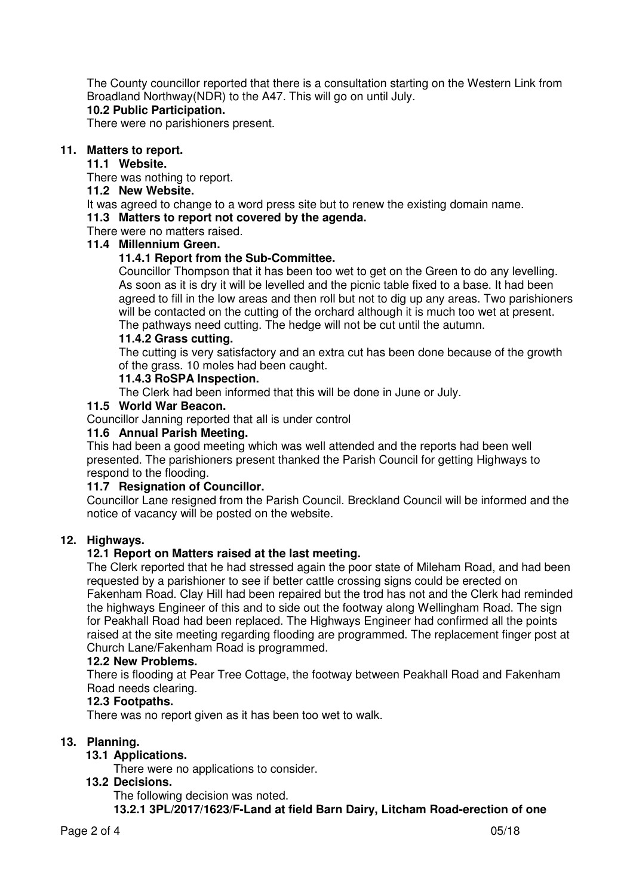The County councillor reported that there is a consultation starting on the Western Link from Broadland Northway(NDR) to the A47. This will go on until July.

**10.2 Public Participation.**

There were no parishioners present.

## 11. Matters to report.

### 11.1 Website.

There was nothing to report.

### 11.2 New Website.

It was agreed to change to a word press site but to renew the existing domain name.

### 11.3 Matters to report not covered by the agenda.

There were no matters raised.

### 11.4 Millennium Green.

#### 11.4.1 Report from the Sub-Committee.

Councillor Thompson that it has been too wet to get on the Green to do any levelling. As soon as it is dry it will be levelled and the picnic table fixed to a base. It had been agreed to fill in the low areas and then roll but not to dig up any areas. Two parishioners will be contacted on the cutting of the orchard although it is much too wet at present. The pathways need cutting. The hedge will not be cut until the autumn.

#### 11.4.2 Grass cutting.

The cutting is very satisfactory and an extra cut has been done because of the growth of the grass. 10 moles had been caught.

#### 11.4.3 RoSPA Inspection.

The Clerk had been informed that this will be done in June or July.

### 11.5 World War Beacon.

Councillor Janning reported that all is under control

### 11.6 Annual Parish Meeting.

This had been a good meeting which was well attended and the reports had been well presented. The parishioners present thanked the Parish Council for getting Highways to respond to the flooding.

### 11.7 Resignation of Councillor.

Councillor Lane resigned from the Parish Council. Breckland Council will be informed and the notice of vacancy will be posted on the website.

## 12. Highways.

### 12.1 Report on Matters raised at the last meeting.

The Clerk reported that he had stressed again the poor state of Mileham Road, and had been requested by a parishioner to see if better cattle crossing signs could be erected on Fakenham Road. Clay Hill had been repaired but the trod has not and the Clerk had reminded the highways Engineer of this and to side out the footway along Wellingham Road. The sign for Peakhall Road had been replaced. The Highways Engineer had confirmed all the points raised at the site meeting regarding flooding are programmed. The replacement finger post at Church Lane/Fakenham Road is programmed.

### 12.2 New Problems.

There is flooding at Pear Tree Cottage, the footway between Peakhall Road and Fakenham Road needs clearing.

### 12.3 Footpaths.

There was no report given as it has been too wet to walk.

## 13. Planning.

### 13.1 Applications.

There were no applications to consider.

### 13.2 Decisions.

The following decision was noted.

**13.2.1 3PL/2017/1623/F-Land at field Barn Dairy, Litcham Road-erection of one**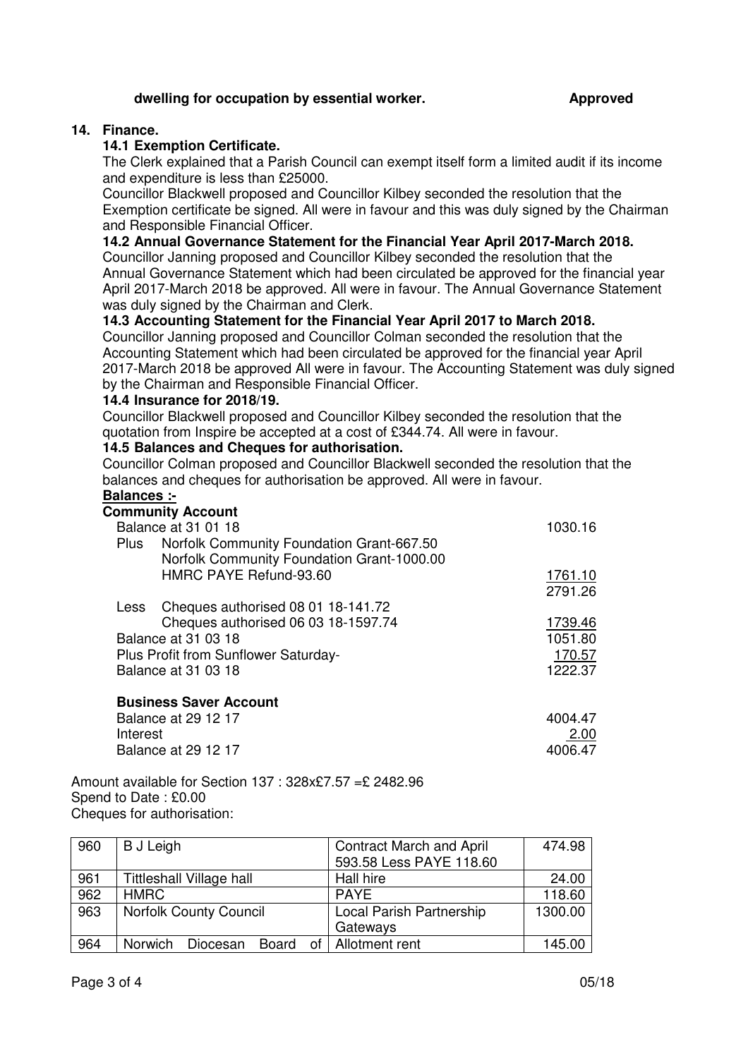**dwelling for occupation by essential worker.** **Approved**

## 14. Finance.

### 14.1 Exemption Certificate.

The Clerk explained that a Parish Council can exempt itself form a limited audit if its income and expenditure is less than £25000.

Councillor Blackwell proposed and Councillor Kilbey seconded the resolution that the Exemption certificate be signed. All were in favour and this was duly signed by the Chairman and Responsible Financial Officer.

### 14.2 Annual Governance Statement for the Financial Year April 2017-March 2018.

Councillor Janning proposed and Councillor Kilbey seconded the resolution that the Annual Governance Statement which had been circulated be approved for the financial year April 2017-March 2018 be approved. All were in favour. The Annual Governance Statement was duly signed by the Chairman and Clerk.

### 14.3 Accounting Statement for the Financial Year April 2017 to March 2018.

Councillor Janning proposed and Councillor Colman seconded the resolution that the Accounting Statement which had been circulated be approved for the financial year April 2017-March 2018 be approved All were in favour. The Accounting Statement was duly signed by the Chairman and Responsible Financial Officer.

### 14.4 Insurance for 2018/19.

Councillor Blackwell proposed and Councillor Kilbey seconded the resolution that the quotation from Inspire be accepted at a cost of £344.74. All were in favour.

### 14.5 Balances and Cheques for authorisation.

Councillor Colman proposed and Councillor Blackwell seconded the resolution that the balances and cheques for authorisation be approved. All were in favour.

**Balances :-**

**Community Account**

| | |
|---|---|
| Balance at 31 01 18 | 1030.16 |
| Plus Norfolk Community Foundation Grant-667.50 | |
| Norfolk Community Foundation Grant-1000.00 | |
| HMRC PAYE Refund-93.60 | 1761.10 |
| | 2791.26 |
| Less Cheques authorised 08 01 18-141.72 | |
| Cheques authorised 06 03 18-1597.74 | 1739.46 |
| Balance at 31 03 18 | 1051.80 |
| Plus Profit from Sunflower Saturday- | 170.57 |
| Balance at 31 03 18 | 1222.37 |

**Business Saver Account**

| | |
|---|---|
| Balance at 29 12 17 | 4004.47 |
| Interest | 2.00 |
| Balance at 29 12 17 | 4006.47 |

Amount available for Section 137 : 328x£7.57 =£ 2482.96

Spend to Date : £0.00

Cheques for authorisation:

| | | | |
|---|---|---|---|
| 960 | B J Leigh | Contract March and April 593.58 Less PAYE 118.60 | 474.98 |
| 961 | Tittleshall Village hall | Hall hire | 24.00 |
| 962 | HMRC | PAYE | 118.60 |
| 963 | Norfolk County Council | Local Parish Partnership Gateways | 1300.00 |
| 964 | Norwich Diocesan Board of | Allotment rent | 145.00 |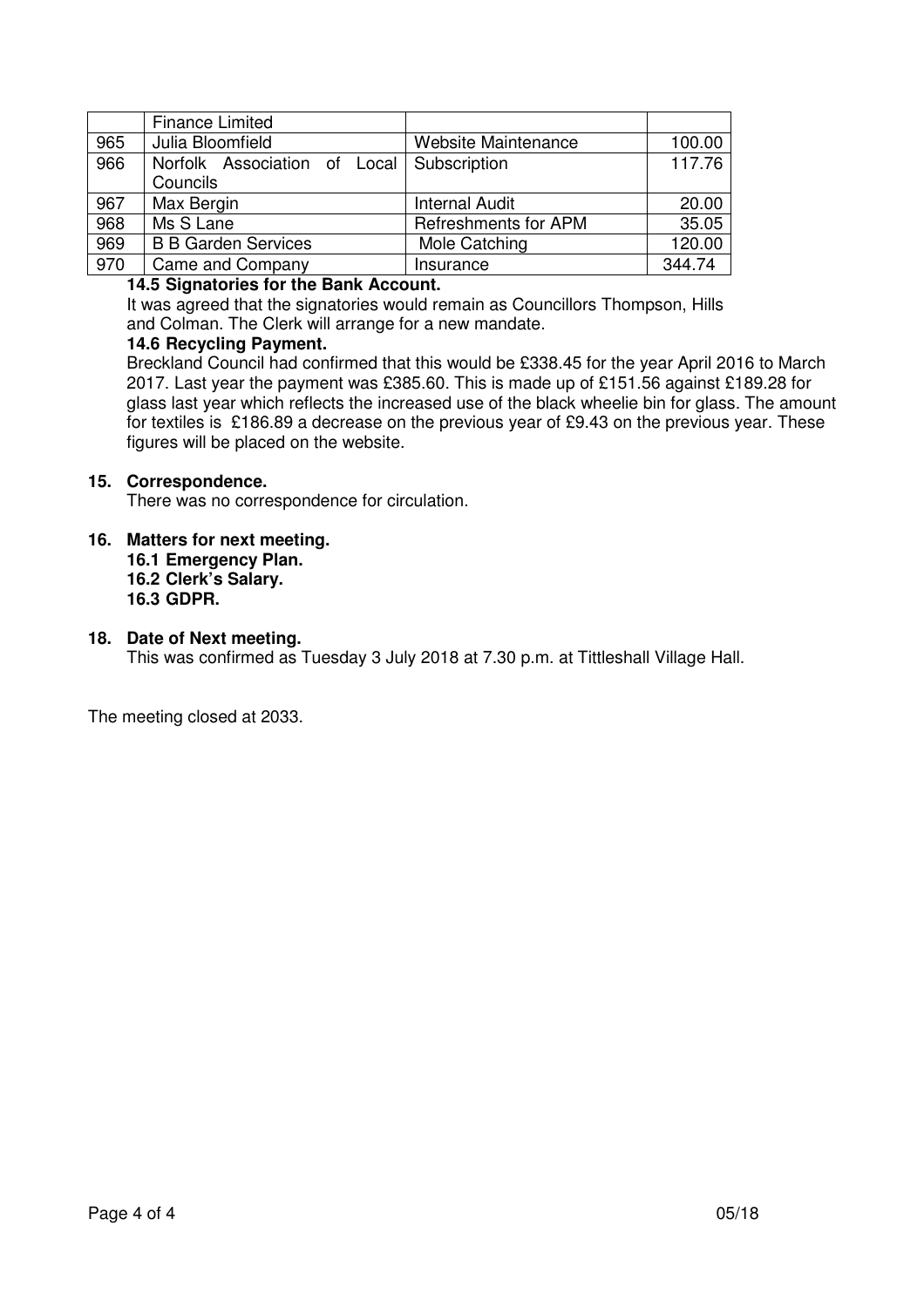| | | | |
|---|---|---|---|
| | Finance Limited | | |
| 965 | Julia Bloomfield | Website Maintenance | 100.00 |
| 966 | Norfolk Association of Local Councils | Subscription | 117.76 |
| 967 | Max Bergin | Internal Audit | 20.00 |
| 968 | Ms S Lane | Refreshments for APM | 35.05 |
| 969 | B B Garden Services | Mole Catching | 120.00 |
| 970 | Came and Company | Insurance | 344.74 |

**14.5 Signatories for the Bank Account.**

It was agreed that the signatories would remain as Councillors Thompson, Hills and Colman. The Clerk will arrange for a new mandate.

**14.6 Recycling Payment.**

Breckland Council had confirmed that this would be £338.45 for the year April 2016 to March 2017. Last year the payment was £385.60. This is made up of £151.56 against £189.28 for glass last year which reflects the increased use of the black wheelie bin for glass. The amount for textiles is £186.89 a decrease on the previous year of £9.43 on the previous year. These figures will be placed on the website.

**15. Correspondence.**

There was no correspondence for circulation.

**16. Matters for next meeting.**

**16.1 Emergency Plan.**
**16.2 Clerk's Salary.**
**16.3 GDPR.**

**18. Date of Next meeting.**

This was confirmed as Tuesday 3 July 2018 at 7.30 p.m. at Tittleshall Village Hall.

The meeting closed at 2033.